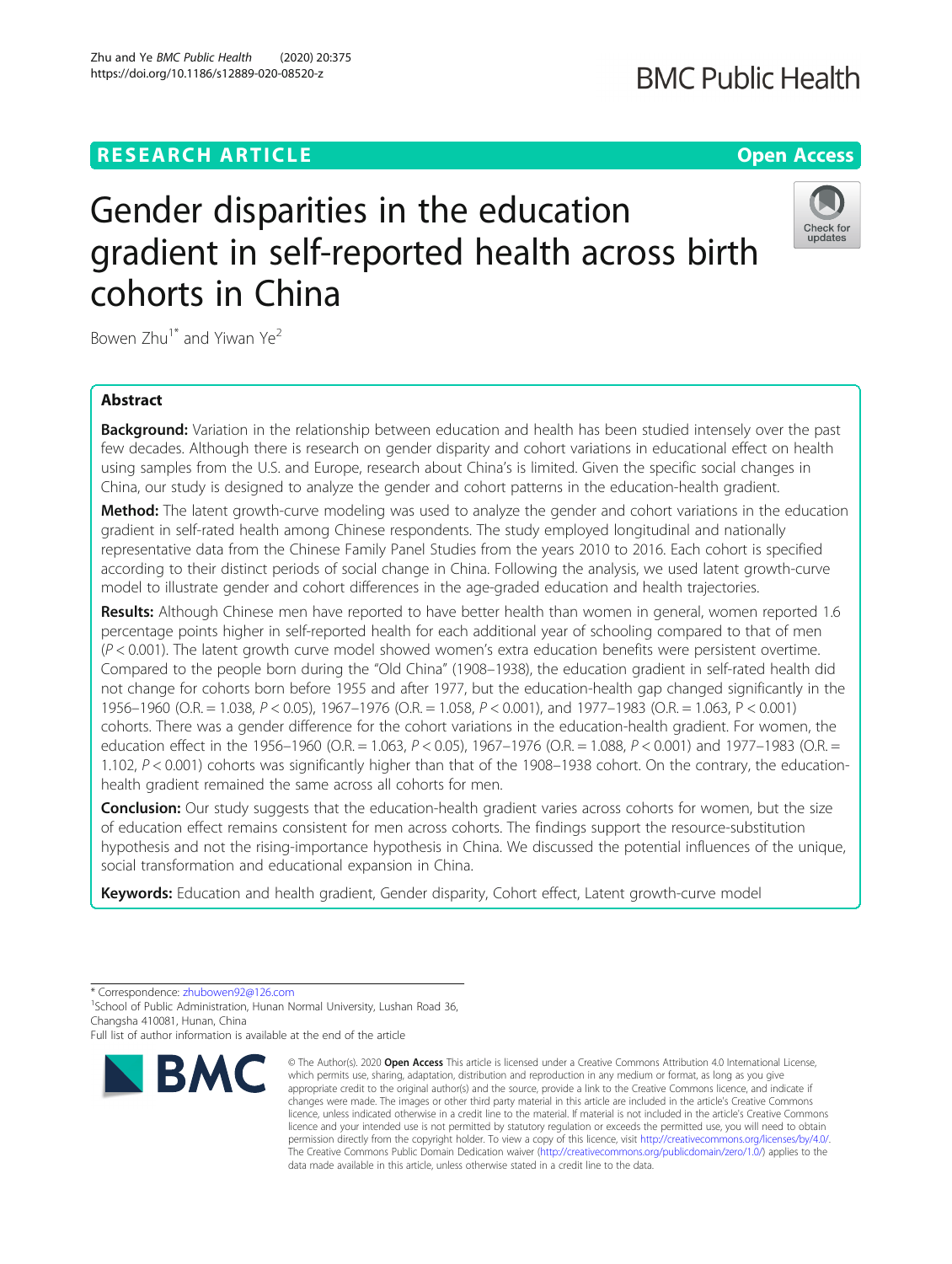RESEARCH ARTICLE

Open Access

# Gender disparities in the education gradient in self-reported health across birth cohorts in China

Bowen Zhu[1*] and Yiwan Ye[2]

## Abstract

**Background:** Variation in the relationship between education and health has been studied intensely over the past few decades. Although there is research on gender disparity and cohort variations in educational effect on health using samples from the U.S. and Europe, research about China's is limited. Given the specific social changes in China, our study is designed to analyze the gender and cohort patterns in the education-health gradient.

**Method:** The latent growth-curve modeling was used to analyze the gender and cohort variations in the education gradient in self-rated health among Chinese respondents. The study employed longitudinal and nationally representative data from the Chinese Family Panel Studies from the years 2010 to 2016. Each cohort is specified according to their distinct periods of social change in China. Following the analysis, we used latent growth-curve model to illustrate gender and cohort differences in the age-graded education and health trajectories.

**Results:** Although Chinese men have reported to have better health than women in general, women reported 1.6 percentage points higher in self-reported health for each additional year of schooling compared to that of men ($P < 0.001$). The latent growth curve model showed women's extra education benefits were persistent overtime. Compared to the people born during the "Old China" (1908–1938), the education gradient in self-rated health did not change for cohorts born before 1955 and after 1977, but the education-health gap changed significantly in the 1956–1960 (O.R. = 1.038, $P < 0.05$), 1967–1976 (O.R. = 1.058, $P < 0.001$), and 1977–1983 (O.R. = 1.063, $P < 0.001$) cohorts. There was a gender difference for the cohort variations in the education-health gradient. For women, the education effect in the 1956–1960 (O.R. = 1.063, $P < 0.05$), 1967–1976 (O.R. = 1.088, $P < 0.001$) and 1977–1983 (O.R. = 1.102, $P < 0.001$) cohorts was significantly higher than that of the 1908–1938 cohort. On the contrary, the education-health gradient remained the same across all cohorts for men.

**Conclusion:** Our study suggests that the education-health gradient varies across cohorts for women, but the size of education effect remains consistent for men across cohorts. The findings support the resource-substitution hypothesis and not the rising-importance hypothesis in China. We discussed the potential influences of the unique, social transformation and educational expansion in China.

**Keywords:** Education and health gradient, Gender disparity, Cohort effect, Latent growth-curve model

---

* Correspondence: zhubowen92@126.com
[1]School of Public Administration, Hunan Normal University, Lushan Road 36, Changsha 410081, Hunan, China
Full list of author information is available at the end of the article

© The Author(s). 2020 **Open Access** This article is licensed under a Creative Commons Attribution 4.0 International License, which permits use, sharing, adaptation, distribution and reproduction in any medium or format, as long as you give appropriate credit to the original author(s) and the source, provide a link to the Creative Commons licence, and indicate if changes were made. The images or other third party material in this article are included in the article's Creative Commons licence, unless indicated otherwise in a credit line to the material. If material is not included in the article's Creative Commons licence and your intended use is not permitted by statutory regulation or exceeds the permitted use, you will need to obtain permission directly from the copyright holder. To view a copy of this licence, visit http://creativecommons.org/licenses/by/4.0/. The Creative Commons Public Domain Dedication waiver (http://creativecommons.org/publicdomain/zero/1.0/) applies to the data made available in this article, unless otherwise stated in a credit line to the data.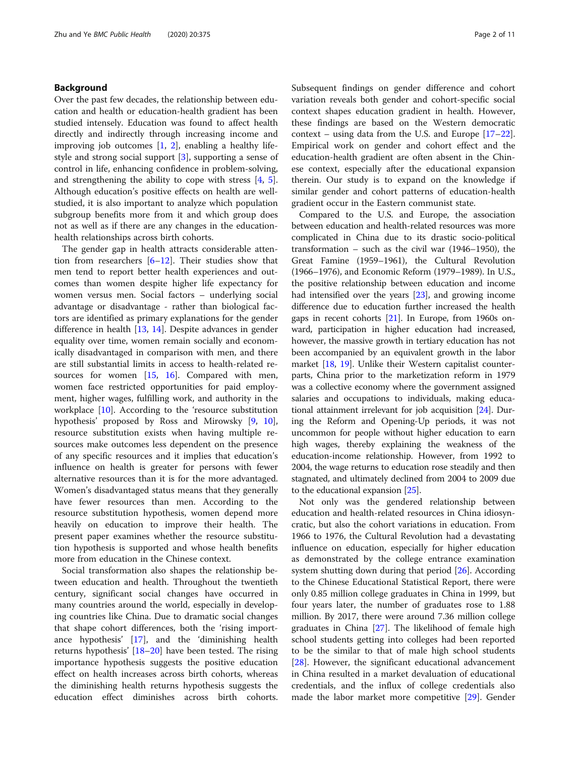## Background

Over the past few decades, the relationship between education and health or education-health gradient has been studied intensely. Education was found to affect health directly and indirectly through increasing income and improving job outcomes [1, 2], enabling a healthy lifestyle and strong social support [3], supporting a sense of control in life, enhancing confidence in problem-solving, and strengthening the ability to cope with stress [4, 5]. Although education's positive effects on health are well-studied, it is also important to analyze which population subgroup benefits more from it and which group does not as well as if there are any changes in the education-health relationships across birth cohorts.

The gender gap in health attracts considerable attention from researchers [6–12]. Their studies show that men tend to report better health experiences and outcomes than women despite higher life expectancy for women versus men. Social factors – underlying social advantage or disadvantage - rather than biological factors are identified as primary explanations for the gender difference in health [13, 14]. Despite advances in gender equality over time, women remain socially and economically disadvantaged in comparison with men, and there are still substantial limits in access to health-related resources for women [15, 16]. Compared with men, women face restricted opportunities for paid employment, higher wages, fulfilling work, and authority in the workplace [10]. According to the 'resource substitution hypothesis' proposed by Ross and Mirowsky [9, 10], resource substitution exists when having multiple resources make outcomes less dependent on the presence of any specific resources and it implies that education's influence on health is greater for persons with fewer alternative resources than it is for the more advantaged. Women's disadvantaged status means that they generally have fewer resources than men. According to the resource substitution hypothesis, women depend more heavily on education to improve their health. The present paper examines whether the resource substitution hypothesis is supported and whose health benefits more from education in the Chinese context.

Social transformation also shapes the relationship between education and health. Throughout the twentieth century, significant social changes have occurred in many countries around the world, especially in developing countries like China. Due to dramatic social changes that shape cohort differences, both the 'rising importance hypothesis' [17], and the 'diminishing health returns hypothesis' [18–20] have been tested. The rising importance hypothesis suggests the positive education effect on health increases across birth cohorts, whereas the diminishing health returns hypothesis suggests the education effect diminishes across birth cohorts. Subsequent findings on gender difference and cohort variation reveals both gender and cohort-specific social context shapes education gradient in health. However, these findings are based on the Western democratic context – using data from the U.S. and Europe [17–22]. Empirical work on gender and cohort effect and the education-health gradient are often absent in the Chinese context, especially after the educational expansion therein. Our study is to expand on the knowledge if similar gender and cohort patterns of education-health gradient occur in the Eastern communist state.

Compared to the U.S. and Europe, the association between education and health-related resources was more complicated in China due to its drastic socio-political transformation – such as the civil war (1946–1950), the Great Famine (1959–1961), the Cultural Revolution (1966–1976), and Economic Reform (1979–1989). In U.S., the positive relationship between education and income had intensified over the years [23], and growing income difference due to education further increased the health gaps in recent cohorts [21]. In Europe, from 1960s onward, participation in higher education had increased, however, the massive growth in tertiary education has not been accompanied by an equivalent growth in the labor market [18, 19]. Unlike their Western capitalist counterparts, China prior to the marketization reform in 1979 was a collective economy where the government assigned salaries and occupations to individuals, making educational attainment irrelevant for job acquisition [24]. During the Reform and Opening-Up periods, it was not uncommon for people without higher education to earn high wages, thereby explaining the weakness of the education-income relationship. However, from 1992 to 2004, the wage returns to education rose steadily and then stagnated, and ultimately declined from 2004 to 2009 due to the educational expansion [25].

Not only was the gendered relationship between education and health-related resources in China idiosyncratic, but also the cohort variations in education. From 1966 to 1976, the Cultural Revolution had a devastating influence on education, especially for higher education as demonstrated by the college entrance examination system shutting down during that period [26]. According to the Chinese Educational Statistical Report, there were only 0.85 million college graduates in China in 1999, but four years later, the number of graduates rose to 1.88 million. By 2017, there were around 7.36 million college graduates in China [27]. The likelihood of female high school students getting into colleges had been reported to be the similar to that of male high school students [28]. However, the significant educational advancement in China resulted in a market devaluation of educational credentials, and the influx of college credentials also made the labor market more competitive [29]. Gender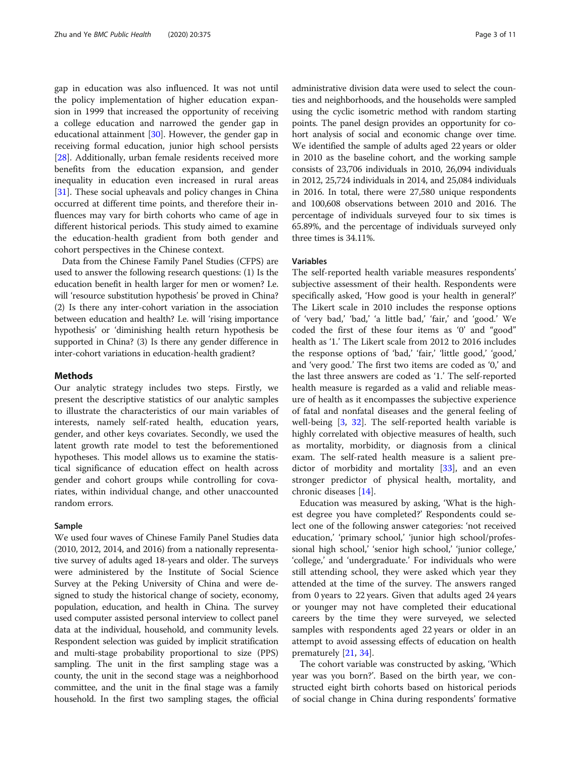gap in education was also influenced. It was not until the policy implementation of higher education expansion in 1999 that increased the opportunity of receiving a college education and narrowed the gender gap in educational attainment [30]. However, the gender gap in receiving formal education, junior high school persists [28]. Additionally, urban female residents received more benefits from the education expansion, and gender inequality in education even increased in rural areas [31]. These social upheavals and policy changes in China occurred at different time points, and therefore their influences may vary for birth cohorts who came of age in different historical periods. This study aimed to examine the education-health gradient from both gender and cohort perspectives in the Chinese context.

Data from the Chinese Family Panel Studies (CFPS) are used to answer the following research questions: (1) Is the education benefit in health larger for men or women? I.e. will 'resource substitution hypothesis' be proved in China? (2) Is there any inter-cohort variation in the association between education and health? I.e. will 'rising importance hypothesis' or 'diminishing health return hypothesis be supported in China? (3) Is there any gender difference in inter-cohort variations in education-health gradient?

## Methods

Our analytic strategy includes two steps. Firstly, we present the descriptive statistics of our analytic samples to illustrate the characteristics of our main variables of interests, namely self-rated health, education years, gender, and other keys covariates. Secondly, we used the latent growth rate model to test the beforementioned hypotheses. This model allows us to examine the statistical significance of education effect on health across gender and cohort groups while controlling for covariates, within individual change, and other unaccounted random errors.

### Sample

We used four waves of Chinese Family Panel Studies data (2010, 2012, 2014, and 2016) from a nationally representative survey of adults aged 18-years and older. The surveys were administered by the Institute of Social Science Survey at the Peking University of China and were designed to study the historical change of society, economy, population, education, and health in China. The survey used computer assisted personal interview to collect panel data at the individual, household, and community levels. Respondent selection was guided by implicit stratification and multi-stage probability proportional to size (PPS) sampling. The unit in the first sampling stage was a county, the unit in the second stage was a neighborhood committee, and the unit in the final stage was a family household. In the first two sampling stages, the official administrative division data were used to select the counties and neighborhoods, and the households were sampled using the cyclic isometric method with random starting points. The panel design provides an opportunity for cohort analysis of social and economic change over time. We identified the sample of adults aged 22 years or older in 2010 as the baseline cohort, and the working sample consists of 23,706 individuals in 2010, 26,094 individuals in 2012, 25,724 individuals in 2014, and 25,084 individuals in 2016. In total, there were 27,580 unique respondents and 100,608 observations between 2010 and 2016. The percentage of individuals surveyed four to six times is 65.89%, and the percentage of individuals surveyed only three times is 34.11%.

### Variables

The self-reported health variable measures respondents' subjective assessment of their health. Respondents were specifically asked, 'How good is your health in general?' The Likert scale in 2010 includes the response options of 'very bad,' 'bad,' 'a little bad,' 'fair,' and 'good.' We coded the first of these four items as '0' and "good" health as '1.' The Likert scale from 2012 to 2016 includes the response options of 'bad,' 'fair,' 'little good,' 'good,' and 'very good.' The first two items are coded as '0,' and the last three answers are coded as '1.' The self-reported health measure is regarded as a valid and reliable measure of health as it encompasses the subjective experience of fatal and nonfatal diseases and the general feeling of well-being [3, 32]. The self-reported health variable is highly correlated with objective measures of health, such as mortality, morbidity, or diagnosis from a clinical exam. The self-rated health measure is a salient predictor of morbidity and mortality [33], and an even stronger predictor of physical health, mortality, and chronic diseases [14].

Education was measured by asking, 'What is the highest degree you have completed?' Respondents could select one of the following answer categories: 'not received education,' 'primary school,' 'junior high school/professional high school,' 'senior high school,' 'junior college,' 'college,' and 'undergraduate.' For individuals who were still attending school, they were asked which year they attended at the time of the survey. The answers ranged from 0 years to 22 years. Given that adults aged 24 years or younger may not have completed their educational careers by the time they were surveyed, we selected samples with respondents aged 22 years or older in an attempt to avoid assessing effects of education on health prematurely [21, 34].

The cohort variable was constructed by asking, 'Which year was you born?'. Based on the birth year, we constructed eight birth cohorts based on historical periods of social change in China during respondents' formative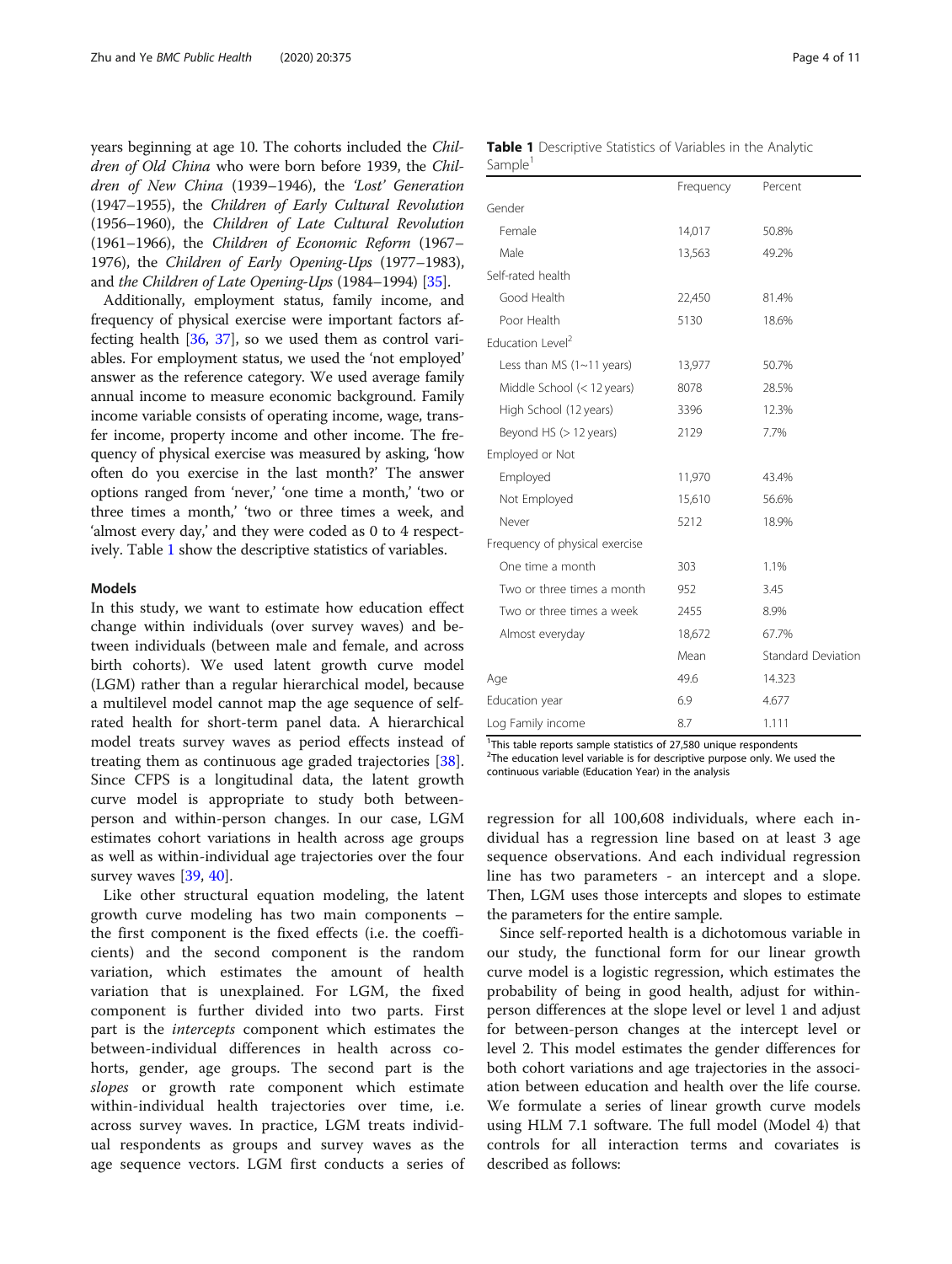years beginning at age 10. The cohorts included the *Children of Old China* who were born before 1939, the *Children of New China* (1939–1946), the *'Lost' Generation* (1947–1955), the *Children of Early Cultural Revolution* (1956–1960), the *Children of Late Cultural Revolution* (1961–1966), the *Children of Economic Reform* (1967–1976), the *Children of Early Opening-Ups* (1977–1983), and *the Children of Late Opening-Ups* (1984–1994) [35].

Additionally, employment status, family income, and frequency of physical exercise were important factors affecting health [36, 37], so we used them as control variables. For employment status, we used the 'not employed' answer as the reference category. We used average family annual income to measure economic background. Family income variable consists of operating income, wage, transfer income, property income and other income. The frequency of physical exercise was measured by asking, 'how often do you exercise in the last month?' The answer options ranged from 'never,' 'one time a month,' 'two or three times a month,' 'two or three times a week, and 'almost every day,' and they were coded as 0 to 4 respectively. Table 1 show the descriptive statistics of variables.

**Table 1** Descriptive Statistics of Variables in the Analytic Sample[1]

| | Frequency | Percent |
|---|---|---|
| Gender | | |
| Female | 14,017 | 50.8% |
| Male | 13,563 | 49.2% |
| Self-rated health | | |
| Good Health | 22,450 | 81.4% |
| Poor Health | 5130 | 18.6% |
| Education Level[2] | | |
| Less than MS (1~11 years) | 13,977 | 50.7% |
| Middle School (< 12 years) | 8078 | 28.5% |
| High School (12 years) | 3396 | 12.3% |
| Beyond HS (> 12 years) | 2129 | 7.7% |
| Employed or Not | | |
| Employed | 11,970 | 43.4% |
| Not Employed | 15,610 | 56.6% |
| Never | 5212 | 18.9% |
| Frequency of physical exercise | | |
| One time a month | 303 | 1.1% |
| Two or three times a month | 952 | 3.45 |
| Two or three times a week | 2455 | 8.9% |
| Almost everyday | 18,672 | 67.7% |
| | Mean | Standard Deviation |
| Age | 49.6 | 14.323 |
| Education year | 6.9 | 4.677 |
| Log Family income | 8.7 | 1.111 |

[1]This table reports sample statistics of 27,580 unique respondents
[2]The education level variable is for descriptive purpose only. We used the continuous variable (Education Year) in the analysis

### Models

In this study, we want to estimate how education effect change within individuals (over survey waves) and between individuals (between male and female, and across birth cohorts). We used latent growth curve model (LGM) rather than a regular hierarchical model, because a multilevel model cannot map the age sequence of self-rated health for short-term panel data. A hierarchical model treats survey waves as period effects instead of treating them as continuous age graded trajectories [38]. Since CFPS is a longitudinal data, the latent growth curve model is appropriate to study both between-person and within-person changes. In our case, LGM estimates cohort variations in health across age groups as well as within-individual age trajectories over the four survey waves [39, 40].

Like other structural equation modeling, the latent growth curve modeling has two main components – the first component is the fixed effects (i.e. the coefficients) and the second component is the random variation, which estimates the amount of health variation that is unexplained. For LGM, the fixed component is further divided into two parts. First part is the *intercepts* component which estimates the between-individual differences in health across cohorts, gender, age groups. The second part is the *slopes* or growth rate component which estimate within-individual health trajectories over time, i.e. across survey waves. In practice, LGM treats individual respondents as groups and survey waves as the age sequence vectors. LGM first conducts a series of regression for all 100,608 individuals, where each individual has a regression line based on at least 3 age sequence observations. And each individual regression line has two parameters - an intercept and a slope. Then, LGM uses those intercepts and slopes to estimate the parameters for the entire sample.

Since self-reported health is a dichotomous variable in our study, the functional form for our linear growth curve model is a logistic regression, which estimates the probability of being in good health, adjust for within-person differences at the slope level or level 1 and adjust for between-person changes at the intercept level or level 2. This model estimates the gender differences for both cohort variations and age trajectories in the association between education and health over the life course. We formulate a series of linear growth curve models using HLM 7.1 software. The full model (Model 4) that controls for all interaction terms and covariates is described as follows: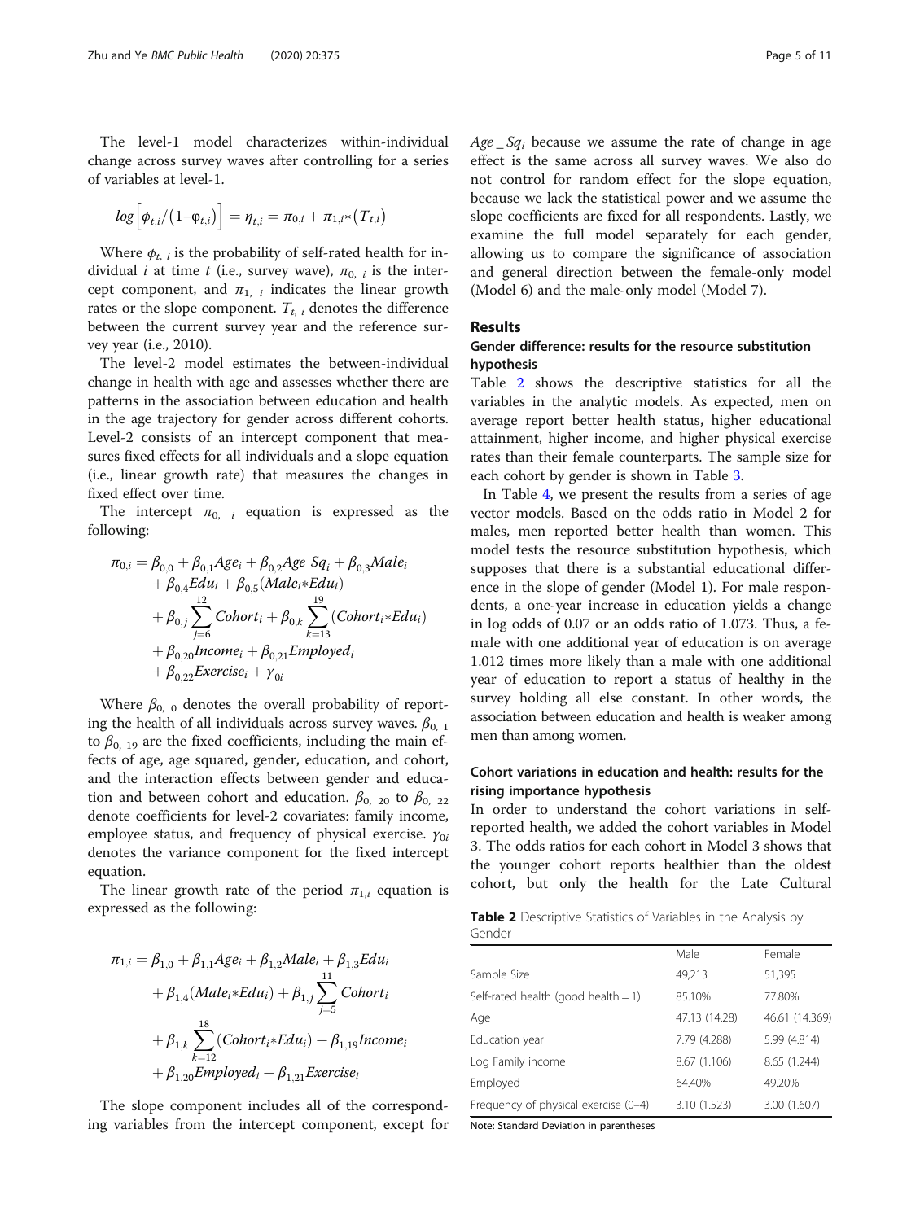The level-1 model characterizes within-individual change across survey waves after controlling for a series of variables at level-1.

$$log\left[\phi_{t,i}/\left(1\text{-}\varphi_{t,i}\right)\right] = \eta_{t,i} = \pi_{0,i} + \pi_{1,i}*\left(T_{t,i}\right)$$

Where $\phi_{t,\ i}$ is the probability of self-rated health for individual $i$ at time $t$ (i.e., survey wave), $\pi_{0,\ i}$ is the intercept component, and $\pi_{1,\ i}$ indicates the linear growth rates or the slope component. $T_{t,\ i}$ denotes the difference between the current survey year and the reference survey year (i.e., 2010).

The level-2 model estimates the between-individual change in health with age and assesses whether there are patterns in the association between education and health in the age trajectory for gender across different cohorts. Level-2 consists of an intercept component that measures fixed effects for all individuals and a slope equation (i.e., linear growth rate) that measures the changes in fixed effect over time.

The intercept $\pi_{0,\ i}$ equation is expressed as the following:

$$\begin{aligned}\pi_{0,i} = {} & \beta_{0,0} + \beta_{0,1}Age_i + \beta_{0,2}Age\_Sq_i + \beta_{0,3}Male_i \\ & + \beta_{0,4}Edu_i + \beta_{0,5}(Male_i*Edu_i) \\ & + \beta_{0,j}\sum_{j=6}^{12}Cohort_i + \beta_{0,k}\sum_{k=13}^{19}(Cohort_i*Edu_i) \\ & + \beta_{0,20}Income_i + \beta_{0,21}Employed_i \\ & + \beta_{0,22}Exercise_i + \gamma_{0i}\end{aligned}$$

Where $\beta_{0,\ 0}$ denotes the overall probability of reporting the health of all individuals across survey waves. $\beta_{0,\ 1}$ to $\beta_{0,\ 19}$ are the fixed coefficients, including the main effects of age, age squared, gender, education, and cohort, and the interaction effects between gender and education and between cohort and education. $\beta_{0,\ 20}$ to $\beta_{0,\ 22}$ denote coefficients for level-2 covariates: family income, employee status, and frequency of physical exercise. $\gamma_{0i}$ denotes the variance component for the fixed intercept equation.

The linear growth rate of the period $\pi_{1,i}$ equation is expressed as the following:

$$\begin{aligned}\pi_{1,i} = {} & \beta_{1,0} + \beta_{1,1}Age_i + \beta_{1,2}Male_i + \beta_{1,3}Edu_i \\ & + \beta_{1,4}(Male_i*Edu_i) + \beta_{1,j}\sum_{j=5}^{11}Cohort_i \\ & + \beta_{1,k}\sum_{k=12}^{18}(Cohort_i*Edu_i) + \beta_{1,19}Income_i \\ & + \beta_{1,20}Employed_i + \beta_{1,21}Exercise_i\end{aligned}$$

The slope component includes all of the corresponding variables from the intercept component, except for $Age\_Sq_i$ because we assume the rate of change in age effect is the same across all survey waves. We also do not control for random effect for the slope equation, because we lack the statistical power and we assume the slope coefficients are fixed for all respondents. Lastly, we examine the full model separately for each gender, allowing us to compare the significance of association and general direction between the female-only model (Model 6) and the male-only model (Model 7).

## Results

### Gender difference: results for the resource substitution hypothesis

Table 2 shows the descriptive statistics for all the variables in the analytic models. As expected, men on average report better health status, higher educational attainment, higher income, and higher physical exercise rates than their female counterparts. The sample size for each cohort by gender is shown in Table 3.

In Table 4, we present the results from a series of age vector models. Based on the odds ratio in Model 2 for males, men reported better health than women. This model tests the resource substitution hypothesis, which supposes that there is a substantial educational difference in the slope of gender (Model 1). For male respondents, a one-year increase in education yields a change in log odds of 0.07 or an odds ratio of 1.073. Thus, a female with one additional year of education is on average 1.012 times more likely than a male with one additional year of education to report a status of healthy in the survey holding all else constant. In other words, the association between education and health is weaker among men than among women.

### Cohort variations in education and health: results for the rising importance hypothesis

In order to understand the cohort variations in self-reported health, we added the cohort variables in Model 3. The odds ratios for each cohort in Model 3 shows that the younger cohort reports healthier than the oldest cohort, but only the health for the Late Cultural

**Table 2** Descriptive Statistics of Variables in the Analysis by Gender

| | Male | Female |
|---|---|---|
| Sample Size | 49,213 | 51,395 |
| Self-rated health (good health = 1) | 85.10% | 77.80% |
| Age | 47.13 (14.28) | 46.61 (14.369) |
| Education year | 7.79 (4.288) | 5.99 (4.814) |
| Log Family income | 8.67 (1.106) | 8.65 (1.244) |
| Employed | 64.40% | 49.20% |
| Frequency of physical exercise (0–4) | 3.10 (1.523) | 3.00 (1.607) |

Note: Standard Deviation in parentheses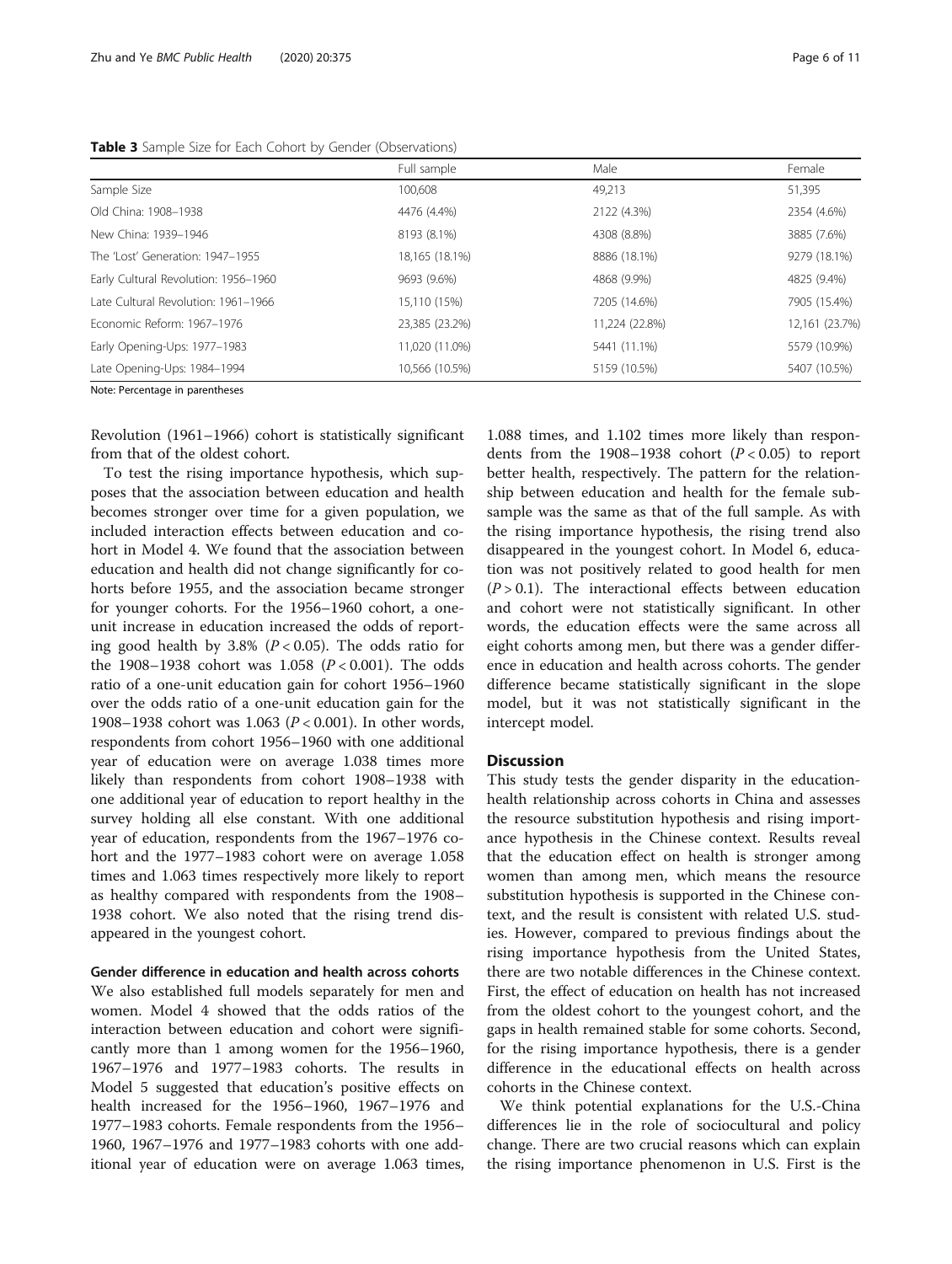**Table 3** Sample Size for Each Cohort by Gender (Observations)

| | Full sample | Male | Female |
|---|---|---|---|
| Sample Size | 100,608 | 49,213 | 51,395 |
| Old China: 1908–1938 | 4476 (4.4%) | 2122 (4.3%) | 2354 (4.6%) |
| New China: 1939–1946 | 8193 (8.1%) | 4308 (8.8%) | 3885 (7.6%) |
| The 'Lost' Generation: 1947–1955 | 18,165 (18.1%) | 8886 (18.1%) | 9279 (18.1%) |
| Early Cultural Revolution: 1956–1960 | 9693 (9.6%) | 4868 (9.9%) | 4825 (9.4%) |
| Late Cultural Revolution: 1961–1966 | 15,110 (15%) | 7205 (14.6%) | 7905 (15.4%) |
| Economic Reform: 1967–1976 | 23,385 (23.2%) | 11,224 (22.8%) | 12,161 (23.7%) |
| Early Opening-Ups: 1977–1983 | 11,020 (11.0%) | 5441 (11.1%) | 5579 (10.9%) |
| Late Opening-Ups: 1984–1994 | 10,566 (10.5%) | 5159 (10.5%) | 5407 (10.5%) |

Note: Percentage in parentheses

Revolution (1961–1966) cohort is statistically significant from that of the oldest cohort.

To test the rising importance hypothesis, which supposes that the association between education and health becomes stronger over time for a given population, we included interaction effects between education and cohort in Model 4. We found that the association between education and health did not change significantly for cohorts before 1955, and the association became stronger for younger cohorts. For the 1956–1960 cohort, a one-unit increase in education increased the odds of reporting good health by 3.8% ($P < 0.05$). The odds ratio for the 1908–1938 cohort was 1.058 ($P < 0.001$). The odds ratio of a one-unit education gain for cohort 1956–1960 over the odds ratio of a one-unit education gain for the 1908–1938 cohort was 1.063 ($P < 0.001$). In other words, respondents from cohort 1956–1960 with one additional year of education were on average 1.038 times more likely than respondents from cohort 1908–1938 with one additional year of education to report healthy in the survey holding all else constant. With one additional year of education, respondents from the 1967–1976 cohort and the 1977–1983 cohort were on average 1.058 times and 1.063 times respectively more likely to report as healthy compared with respondents from the 1908–1938 cohort. We also noted that the rising trend disappeared in the youngest cohort.

### Gender difference in education and health across cohorts

We also established full models separately for men and women. Model 4 showed that the odds ratios of the interaction between education and cohort were significantly more than 1 among women for the 1956–1960, 1967–1976 and 1977–1983 cohorts. The results in Model 5 suggested that education's positive effects on health increased for the 1956–1960, 1967–1976 and 1977–1983 cohorts. Female respondents from the 1956–1960, 1967–1976 and 1977–1983 cohorts with one additional year of education were on average 1.063 times, 1.088 times, and 1.102 times more likely than respondents from the 1908–1938 cohort ($P < 0.05$) to report better health, respectively. The pattern for the relationship between education and health for the female subsample was the same as that of the full sample. As with the rising importance hypothesis, the rising trend also disappeared in the youngest cohort. In Model 6, education was not positively related to good health for men ($P > 0.1$). The interactional effects between education and cohort were not statistically significant. In other words, the education effects were the same across all eight cohorts among men, but there was a gender difference in education and health across cohorts. The gender difference became statistically significant in the slope model, but it was not statistically significant in the intercept model.

## Discussion

This study tests the gender disparity in the education-health relationship across cohorts in China and assesses the resource substitution hypothesis and rising importance hypothesis in the Chinese context. Results reveal that the education effect on health is stronger among women than among men, which means the resource substitution hypothesis is supported in the Chinese context, and the result is consistent with related U.S. studies. However, compared to previous findings about the rising importance hypothesis from the United States, there are two notable differences in the Chinese context. First, the effect of education on health has not increased from the oldest cohort to the youngest cohort, and the gaps in health remained stable for some cohorts. Second, for the rising importance hypothesis, there is a gender difference in the educational effects on health across cohorts in the Chinese context.

We think potential explanations for the U.S.-China differences lie in the role of sociocultural and policy change. There are two crucial reasons which can explain the rising importance phenomenon in U.S. First is the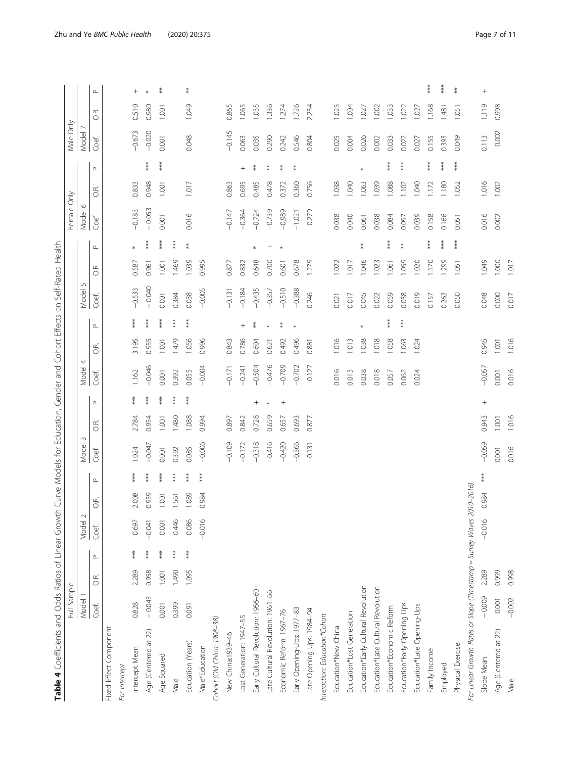**Table 4** Coefficients and Odds Ratios of Linear Growth Curve Models for Education, Gender and Cohort Effects on Self-Rated Health

| | Full Sample | | | | | | | | | | | | | | | Female Only | | | Male Only | | |
|---|---|---|---|---|---|---|---|---|---|---|---|---|---|---|---|---|---|---|---|---|---|
| | Model 1 | | | Model 2 | | | Model 3 | | | Model 4 | | | Model 5 | | | Model 6 | | | Model 7 | | |
| | Coef. | O.R. | P | Coef. | O.R. | P | Coef. | O.R. | P | Coef. | O.R. | P | Coef. | O.R. | P | Coef. | O.R. | P | Coef. | O.R. | P |
| Fixed Effect Component | | | | | | | | | | | | | | | | | | | | | |
| *For Intercept* | | | | | | | | | | | | | | | | | | | | | |
| Intercept Mean | 0.828 | 2.289 | *** | 0.697 | 2.008 | *** | 1.024 | 2.784 | *** | 1.162 | 3.195 | *** | −0.533 | 0.587 | * | −0.183 | 0.833 | | −0.673 | 0.510 | + |
| Age (Centered at 22) | −0.043 | 0.958 | *** | −0.041 | 0.959 | *** | −0.047 | 0.954 | *** | −0.046 | 0.955 | *** | −0.040 | 0.961 | *** | −0.053 | 0.948 | *** | −0.020 | 0.980 | * |
| Age Squared | 0.001 | 1.001 | *** | 0.001 | 1.001 | *** | 0.001 | 1.001 | *** | 0.001 | 1.001 | *** | 0.001 | 1.001 | *** | 0.001 | 1.001 | *** | 0.001 | 1.001 | ** |
| Male | 0.399 | 1.490 | *** | 0.446 | 1.561 | *** | 0.392 | 1.480 | *** | 0.392 | 1.479 | *** | 0.384 | 1.469 | *** | | | | | | |
| Education (Years) | 0.091 | 1.095 | *** | 0.086 | 1.089 | *** | 0.085 | 1.088 | *** | 0.055 | 1.056 | *** | 0.038 | 1.039 | ** | 0.016 | 1.017 | | 0.048 | 1.049 | ** |
| Male*Education | | | | −0.016 | 0.984 | *** | −0.006 | 0.994 | | −0.004 | 0.996 | | −0.005 | 0.995 | | | | | | | |
| *Cohort (Old China: 1908–38)* | | | | | | | | | | | | | | | | | | | | | |
| New China:1939–46 | | | | | | | −0.109 | 0.897 | | −0.171 | 0.843 | | −0.131 | 0.877 | | −0.147 | 0.863 | | −0.145 | 0.865 | |
| Lost Generation: 1947–55 | | | | | | | −0.172 | 0.842 | | −0.241 | 0.786 | + | −0.184 | 0.832 | | −0.364 | 0.695 | + | 0.063 | 1.065 | |
| Early Cultural Revolution: 1956–60 | | | | | | | −0.318 | 0.728 | + | −0.504 | 0.604 | ** | −0.435 | 0.648 | * | −0.724 | 0.485 | ** | 0.035 | 1.035 | |
| Late Cultural Revolution: 1961–66 | | | | | | | −0.416 | 0.659 | * | −0.476 | 0.621 | * | −0.357 | 0.700 | + | −0.739 | 0.478 | ** | 0.290 | 1.336 | |
| Economic Reform: 1967–76 | | | | | | | −0.420 | 0.657 | + | −0.709 | 0.492 | ** | −0.510 | 0.601 | * | −0.989 | 0.372 | ** | 0.242 | 1.274 | |
| Early Opening-Ups: 1977–83 | | | | | | | −0.366 | 0.693 | | −0.702 | 0.496 | * | −0.388 | 0.678 | | −1.021 | 0.360 | ** | 0.546 | 1.726 | |
| Late Opening-Ups: 1984–94 | | | | | | | −0.131 | 0.877 | | −0.127 | 0.881 | | 0.246 | 1.279 | | −0.279 | 0.756 | | 0.804 | 2.234 | |
| *Interaction: Education*Cohort* | | | | | | | | | | | | | | | | | | | | | |
| Education*New China | | | | | | | | | | 0.016 | 1.016 | | 0.021 | 1.022 | | 0.038 | 1.038 | | 0.025 | 1.025 | |
| Education*Lost Generation | | | | | | | | | | 0.013 | 1.013 | | 0.017 | 1.017 | | 0.040 | 1.040 | | 0.004 | 1.004 | |
| Education*Early Cultural Revolution | | | | | | | | | | 0.038 | 1.038 | * | 0.045 | 1.046 | ** | 0.061 | 1.063 | * | 0.026 | 1.027 | |
| Education*Late Cultural Revolution | | | | | | | | | | 0.018 | 1.018 | | 0.022 | 1.023 | | 0.038 | 1.039 | | 0.002 | 1.002 | |
| Education*Economic Reform | | | | | | | | | | 0.057 | 1.058 | *** | 0.059 | 1.061 | *** | 0.084 | 1.088 | *** | 0.033 | 1.033 | |
| Education*Early Opening-Ups | | | | | | | | | | 0.062 | 1.063 | *** | 0.058 | 1.059 | ** | 0.097 | 1.102 | *** | 0.022 | 1.022 | |
| Education*Late Opening-Ups | | | | | | | | | | 0.024 | 1.024 | | 0.019 | 1.020 | | 0.039 | 1.040 | | 0.027 | 1.027 | |
| Family Income | | | | | | | | | | | | | 0.157 | 1.170 | *** | 0.158 | 1.172 | *** | 0.155 | 1.168 | *** |
| Employed | | | | | | | | | | | | | 0.262 | 1.299 | *** | 0.166 | 1.180 | *** | 0.393 | 1.481 | *** |
| Physical Exercise | | | | | | | | | | | | | 0.050 | 1.051 | *** | 0.051 | 1.052 | *** | 0.049 | 1.051 | ** |
| *For Linear Growth Rates or Slope (Timestamp = Survey Waves 2010–2016)* | | | | | | | | | | | | | | | | | | | | | |
| Slope Mean | −0.009 | 2.289 | | −0.016 | 0.984 | *** | −0.059 | 0.943 | + | −0.057 | 0.945 | | 0.048 | 1.049 | | 0.016 | 1.016 | | 0.113 | 1.119 | + |
| Age (Centered at 22) | −0.001 | 0.999 | | | | | 0.001 | 1.001 | | 0.001 | 1.001 | | 0.000 | 1.000 | | 0.002 | 1.002 | | −0.002 | 0.998 | |
| Male | −0.002 | 0.998 | | | | | 0.016 | 1.016 | | 0.016 | 1.016 | | 0.017 | 1.017 | | | | | | | |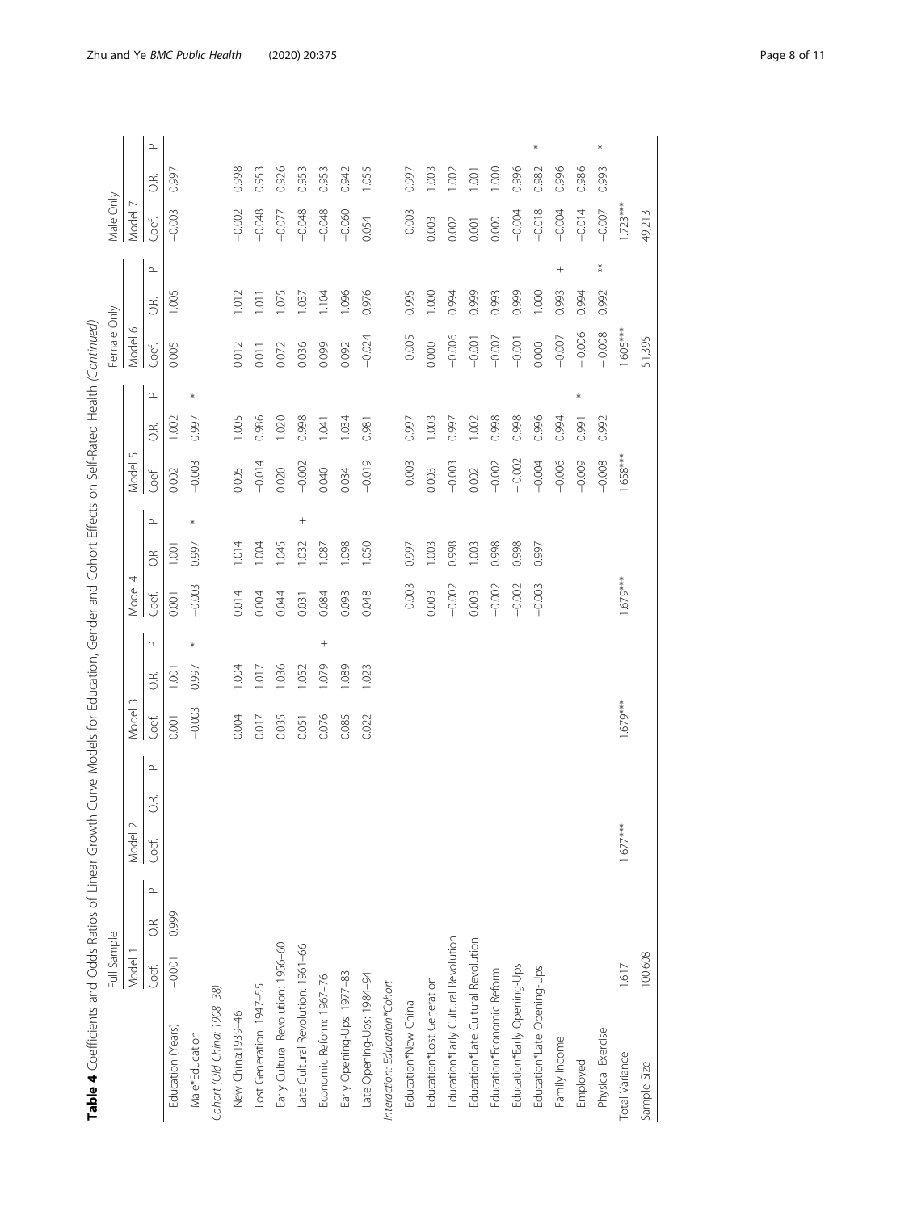**Table 4** Coefficients and Odds Ratios of Linear Growth Curve Models for Education, Gender and Cohort Effects on Self-Rated Health *(Continued)*

| | Full Sample | | | | | | | | | | | | | | | Female Only | | | Male Only | | |
|---|---|---|---|---|---|---|---|---|---|---|---|---|---|---|---|---|---|---|---|---|---|
| | Model 1 | | | Model 2 | | | Model 3 | | | Model 4 | | | Model 5 | | | Model 6 | | | Model 7 | | |
| | Coef. | O.R. | P | Coef. | O.R. | P | Coef. | O.R. | P | Coef. | O.R. | P | Coef. | O.R. | P | Coef. | O.R. | P | Coef. | O.R. | P |
| Education (Years) | −0.001 | 0.999 | | | | | 0.001 | 1.001 | | 0.001 | 1.001 | | 0.002 | 1.002 | | 0.005 | 1.005 | | −0.003 | 0.997 | |
| Male*Education | | | | | | | −0.003 | 0.997 | * | −0.003 | 0.997 | * | −0.003 | 0.997 | * | | | | | | |
| *Cohort (Old China: 1908–38)* | | | | | | | | | | | | | | | | | | | | | |
| New China:1939–46 | | | | | | | 0.004 | 1.004 | | 0.014 | 1.014 | | 0.005 | 1.005 | | 0.012 | 1.012 | | −0.002 | 0.998 | |
| Lost Generation: 1947–55 | | | | | | | 0.017 | 1.017 | | 0.004 | 1.004 | | −0.014 | 0.986 | | 0.011 | 1.011 | | −0.048 | 0.953 | |
| Early Cultural Revolution: 1956–60 | | | | | | | 0.035 | 1.036 | | 0.044 | 1.045 | | 0.020 | 1.020 | | 0.072 | 1.075 | | −0.077 | 0.926 | |
| Late Cultural Revolution: 1961–66 | | | | | | | 0.051 | 1.052 | | 0.031 | 1.032 | + | −0.002 | 0.998 | | 0.036 | 1.037 | | −0.048 | 0.953 | |
| Economic Reform: 1967–76 | | | | | | | 0.076 | 1.079 | + | 0.084 | 1.087 | | 0.040 | 1.041 | | 0.099 | 1.104 | | −0.048 | 0.953 | |
| Early Opening-Ups: 1977–83 | | | | | | | 0.085 | 1.089 | | 0.093 | 1.098 | | 0.034 | 1.034 | | 0.092 | 1.096 | | −0.060 | 0.942 | |
| Late Opening-Ups: 1984–94 | | | | | | | 0.022 | 1.023 | | 0.048 | 1.050 | | −0.019 | 0.981 | | −0.024 | 0.976 | | 0.054 | 1.055 | |
| *Interaction: Education\*Cohort* | | | | | | | | | | | | | | | | | | | | | |
| Education*New China | | | | | | | | | | −0.003 | 0.997 | | −0.003 | 0.997 | | −0.005 | 0.995 | | −0.003 | 0.997 | |
| Education*Lost Generation | | | | | | | | | | 0.003 | 1.003 | | 0.003 | 1.003 | | 0.000 | 1.000 | | 0.003 | 1.003 | |
| Education*Early Cultural Revolution | | | | | | | | | | −0.002 | 0.998 | | −0.003 | 0.997 | | −0.006 | 0.994 | | 0.002 | 1.002 | |
| Education*Late Cultural Revolution | | | | | | | | | | 0.003 | 1.003 | | 0.002 | 1.002 | | −0.001 | 0.999 | | 0.001 | 1.001 | |
| Education*Economic Reform | | | | | | | | | | −0.002 | 0.998 | | −0.002 | 0.998 | | −0.007 | 0.993 | | 0.000 | 1.000 | |
| Education*Early Opening-Ups | | | | | | | | | | −0.002 | 0.998 | | −0.002 | 0.998 | | −0.001 | 0.999 | | −0.004 | 0.996 | |
| Education*Late Opening-Ups | | | | | | | | | | −0.003 | 0.997 | | −0.004 | 0.996 | | 0.000 | 1.000 | | −0.018 | 0.982 | * |
| Family Income | | | | | | | | | | | | | −0.006 | 0.994 | | −0.007 | 0.993 | + | −0.004 | 0.996 | |
| Employed | | | | | | | | | | | | | −0.009 | 0.991 | * | −0.006 | 0.994 | | −0.014 | 0.986 | |
| Physical Exercise | | | | | | | | | | | | | −0.008 | 0.992 | | −0.008 | 0.992 | ** | −0.007 | 0.993 | * |
| Total Variance | 1.617 | | | 1.677*** | | | 1.679*** | | | 1.679*** | | | 1.658*** | | | 1.605*** | | | 1.723*** | | |
| Sample Size | 100,608 | | | | | | | | | | | | | | | 51,395 | | | 49,213 | | |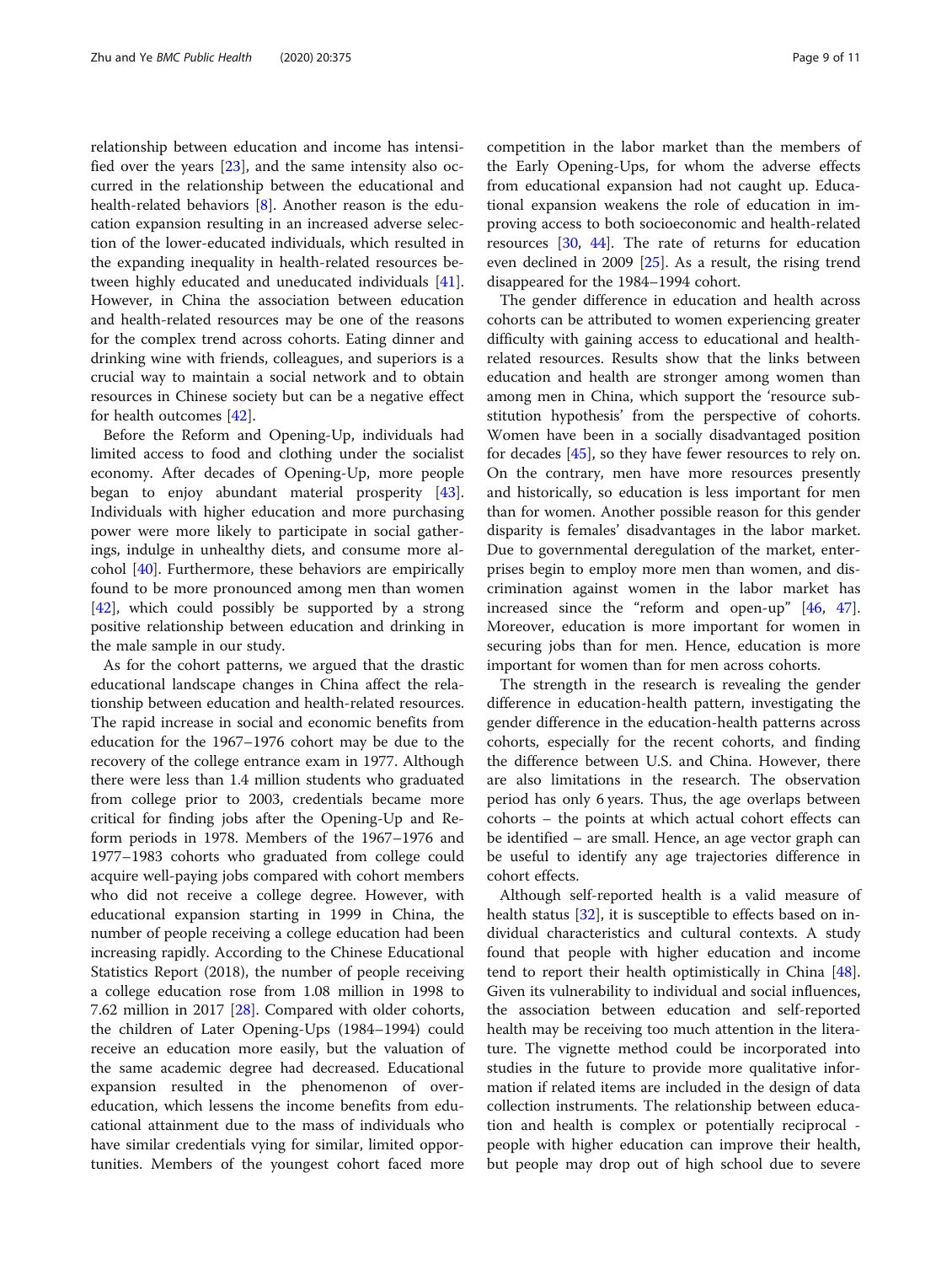relationship between education and income has intensified over the years [23], and the same intensity also occurred in the relationship between the educational and health-related behaviors [8]. Another reason is the education expansion resulting in an increased adverse selection of the lower-educated individuals, which resulted in the expanding inequality in health-related resources between highly educated and uneducated individuals [41]. However, in China the association between education and health-related resources may be one of the reasons for the complex trend across cohorts. Eating dinner and drinking wine with friends, colleagues, and superiors is a crucial way to maintain a social network and to obtain resources in Chinese society but can be a negative effect for health outcomes [42].

Before the Reform and Opening-Up, individuals had limited access to food and clothing under the socialist economy. After decades of Opening-Up, more people began to enjoy abundant material prosperity [43]. Individuals with higher education and more purchasing power were more likely to participate in social gatherings, indulge in unhealthy diets, and consume more alcohol [40]. Furthermore, these behaviors are empirically found to be more pronounced among men than women [42], which could possibly be supported by a strong positive relationship between education and drinking in the male sample in our study.

As for the cohort patterns, we argued that the drastic educational landscape changes in China affect the relationship between education and health-related resources. The rapid increase in social and economic benefits from education for the 1967–1976 cohort may be due to the recovery of the college entrance exam in 1977. Although there were less than 1.4 million students who graduated from college prior to 2003, credentials became more critical for finding jobs after the Opening-Up and Reform periods in 1978. Members of the 1967–1976 and 1977–1983 cohorts who graduated from college could acquire well-paying jobs compared with cohort members who did not receive a college degree. However, with educational expansion starting in 1999 in China, the number of people receiving a college education had been increasing rapidly. According to the Chinese Educational Statistics Report (2018), the number of people receiving a college education rose from 1.08 million in 1998 to 7.62 million in 2017 [28]. Compared with older cohorts, the children of Later Opening-Ups (1984–1994) could receive an education more easily, but the valuation of the same academic degree had decreased. Educational expansion resulted in the phenomenon of over-education, which lessens the income benefits from educational attainment due to the mass of individuals who have similar credentials vying for similar, limited opportunities. Members of the youngest cohort faced more competition in the labor market than the members of the Early Opening-Ups, for whom the adverse effects from educational expansion had not caught up. Educational expansion weakens the role of education in improving access to both socioeconomic and health-related resources [30, 44]. The rate of returns for education even declined in 2009 [25]. As a result, the rising trend disappeared for the 1984–1994 cohort.

The gender difference in education and health across cohorts can be attributed to women experiencing greater difficulty with gaining access to educational and health-related resources. Results show that the links between education and health are stronger among women than among men in China, which support the 'resource substitution hypothesis' from the perspective of cohorts. Women have been in a socially disadvantaged position for decades [45], so they have fewer resources to rely on. On the contrary, men have more resources presently and historically, so education is less important for men than for women. Another possible reason for this gender disparity is females' disadvantages in the labor market. Due to governmental deregulation of the market, enterprises begin to employ more men than women, and discrimination against women in the labor market has increased since the "reform and open-up" [46, 47]. Moreover, education is more important for women in securing jobs than for men. Hence, education is more important for women than for men across cohorts.

The strength in the research is revealing the gender difference in education-health pattern, investigating the gender difference in the education-health patterns across cohorts, especially for the recent cohorts, and finding the difference between U.S. and China. However, there are also limitations in the research. The observation period has only 6 years. Thus, the age overlaps between cohorts – the points at which actual cohort effects can be identified – are small. Hence, an age vector graph can be useful to identify any age trajectories difference in cohort effects.

Although self-reported health is a valid measure of health status [32], it is susceptible to effects based on individual characteristics and cultural contexts. A study found that people with higher education and income tend to report their health optimistically in China [48]. Given its vulnerability to individual and social influences, the association between education and self-reported health may be receiving too much attention in the literature. The vignette method could be incorporated into studies in the future to provide more qualitative information if related items are included in the design of data collection instruments. The relationship between education and health is complex or potentially reciprocal - people with higher education can improve their health, but people may drop out of high school due to severe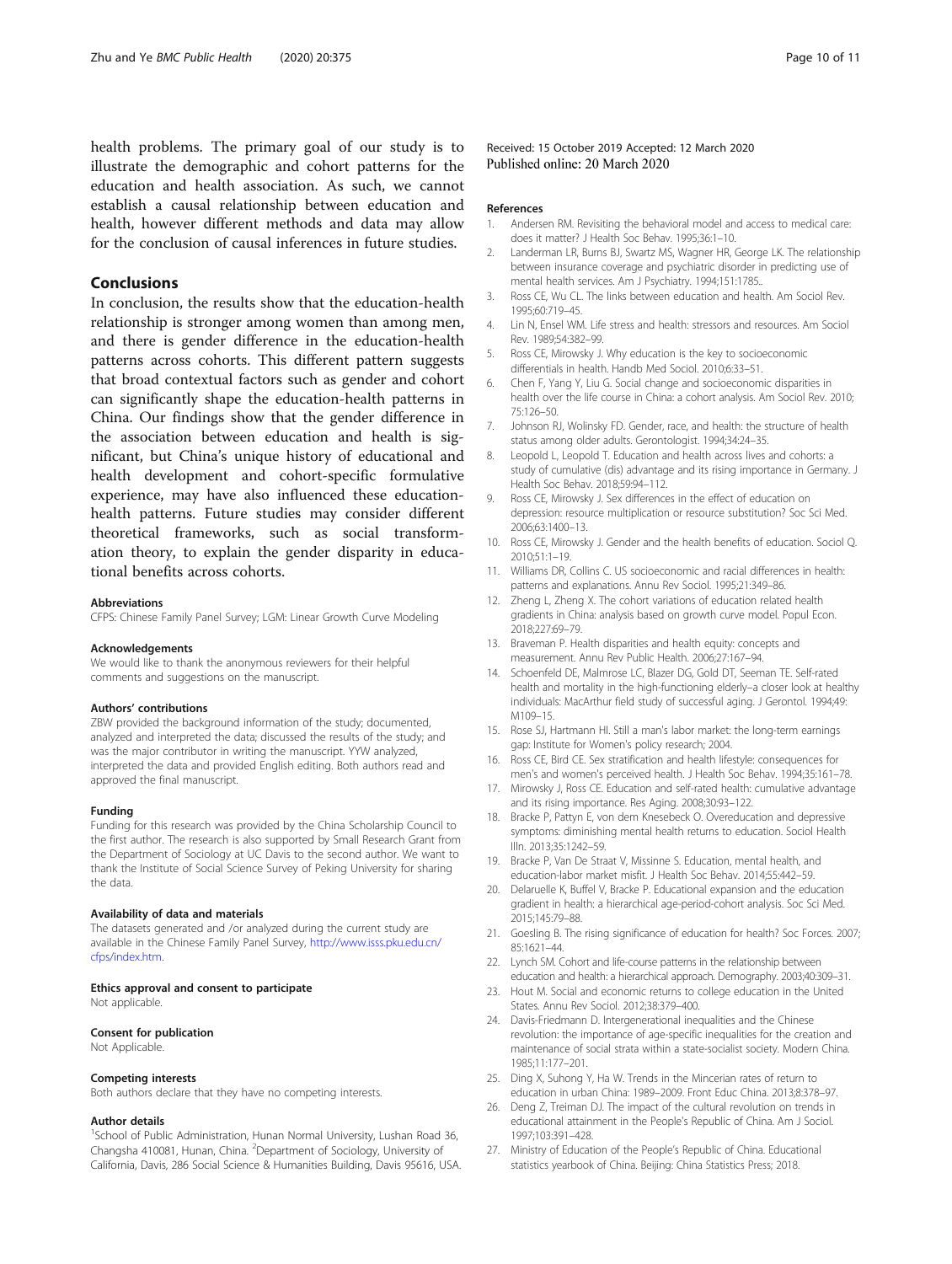health problems. The primary goal of our study is to illustrate the demographic and cohort patterns for the education and health association. As such, we cannot establish a causal relationship between education and health, however different methods and data may allow for the conclusion of causal inferences in future studies.

## Conclusions

In conclusion, the results show that the education-health relationship is stronger among women than among men, and there is gender difference in the education-health patterns across cohorts. This different pattern suggests that broad contextual factors such as gender and cohort can significantly shape the education-health patterns in China. Our findings show that the gender difference in the association between education and health is significant, but China's unique history of educational and health development and cohort-specific formulative experience, may have also influenced these education-health patterns. Future studies may consider different theoretical frameworks, such as social transformation theory, to explain the gender disparity in educational benefits across cohorts.

#### Abbreviations

CFPS: Chinese Family Panel Survey; LGM: Linear Growth Curve Modeling

#### Acknowledgements

We would like to thank the anonymous reviewers for their helpful comments and suggestions on the manuscript.

#### Authors' contributions

ZBW provided the background information of the study; documented, analyzed and interpreted the data; discussed the results of the study; and was the major contributor in writing the manuscript. YYW analyzed, interpreted the data and provided English editing. Both authors read and approved the final manuscript.

#### Funding

Funding for this research was provided by the China Scholarship Council to the first author. The research is also supported by Small Research Grant from the Department of Sociology at UC Davis to the second author. We want to thank the Institute of Social Science Survey of Peking University for sharing the data.

#### Availability of data and materials

The datasets generated and /or analyzed during the current study are available in the Chinese Family Panel Survey, http://www.isss.pku.edu.cn/cfps/index.htm.

#### Ethics approval and consent to participate

Not applicable.

#### Consent for publication

Not Applicable.

#### Competing interests

Both authors declare that they have no competing interests.

#### Author details

[1]School of Public Administration, Hunan Normal University, Lushan Road 36, Changsha 410081, Hunan, China. [2]Department of Sociology, University of California, Davis, 286 Social Science & Humanities Building, Davis 95616, USA.

Received: 15 October 2019 Accepted: 12 March 2020
Published online: 20 March 2020

#### References

1. Andersen RM. Revisiting the behavioral model and access to medical care: does it matter? J Health Soc Behav. 1995;36:1–10.
2. Landerman LR, Burns BJ, Swartz MS, Wagner HR, George LK. The relationship between insurance coverage and psychiatric disorder in predicting use of mental health services. Am J Psychiatry. 1994;151:1785..
3. Ross CE, Wu CL. The links between education and health. Am Sociol Rev. 1995;60:719–45.
4. Lin N, Ensel WM. Life stress and health: stressors and resources. Am Sociol Rev. 1989;54:382–99.
5. Ross CE, Mirowsky J. Why education is the key to socioeconomic differentials in health. Handb Med Sociol. 2010;6:33–51.
6. Chen F, Yang Y, Liu G. Social change and socioeconomic disparities in health over the life course in China: a cohort analysis. Am Sociol Rev. 2010; 75:126–50.
7. Johnson RJ, Wolinsky FD. Gender, race, and health: the structure of health status among older adults. Gerontologist. 1994;34:24–35.
8. Leopold L, Leopold T. Education and health across lives and cohorts: a study of cumulative (dis) advantage and its rising importance in Germany. J Health Soc Behav. 2018;59:94–112.
9. Ross CE, Mirowsky J. Sex differences in the effect of education on depression: resource multiplication or resource substitution? Soc Sci Med. 2006;63:1400–13.
10. Ross CE, Mirowsky J. Gender and the health benefits of education. Sociol Q. 2010;51:1–19.
11. Williams DR, Collins C. US socioeconomic and racial differences in health: patterns and explanations. Annu Rev Sociol. 1995;21:349–86.
12. Zheng L, Zheng X. The cohort variations of education related health gradients in China: analysis based on growth curve model. Popul Econ. 2018;227:69–79.
13. Braveman P. Health disparities and health equity: concepts and measurement. Annu Rev Public Health. 2006;27:167–94.
14. Schoenfeld DE, Malmrose LC, Blazer DG, Gold DT, Seeman TE. Self-rated health and mortality in the high-functioning elderly–a closer look at healthy individuals: MacArthur field study of successful aging. J Gerontol. 1994;49: M109–15.
15. Rose SJ, Hartmann HI. Still a man's labor market: the long-term earnings gap: Institute for Women's policy research; 2004.
16. Ross CE, Bird CE. Sex stratification and health lifestyle: consequences for men's and women's perceived health. J Health Soc Behav. 1994;35:161–78.
17. Mirowsky J, Ross CE. Education and self-rated health: cumulative advantage and its rising importance. Res Aging. 2008;30:93–122.
18. Bracke P, Pattyn E, von dem Knesebeck O. Overeducation and depressive symptoms: diminishing mental health returns to education. Sociol Health Illn. 2013;35:1242–59.
19. Bracke P, Van De Straat V, Missinne S. Education, mental health, and education-labor market misfit. J Health Soc Behav. 2014;55:442–59.
20. Delaruelle K, Buffel V, Bracke P. Educational expansion and the education gradient in health: a hierarchical age-period-cohort analysis. Soc Sci Med. 2015;145:79–88.
21. Goesling B. The rising significance of education for health? Soc Forces. 2007; 85:1621–44.
22. Lynch SM. Cohort and life-course patterns in the relationship between education and health: a hierarchical approach. Demography. 2003;40:309–31.
23. Hout M. Social and economic returns to college education in the United States. Annu Rev Sociol. 2012;38:379–400.
24. Davis-Friedmann D. Intergenerational inequalities and the Chinese revolution: the importance of age-specific inequalities for the creation and maintenance of social strata within a state-socialist society. Modern China. 1985;11:177–201.
25. Ding X, Suhong Y, Ha W. Trends in the Mincerian rates of return to education in urban China: 1989–2009. Front Educ China. 2013;8:378–97.
26. Deng Z, Treiman DJ. The impact of the cultural revolution on trends in educational attainment in the People's Republic of China. Am J Sociol. 1997;103:391–428.
27. Ministry of Education of the People's Republic of China. Educational statistics yearbook of China. Beijing: China Statistics Press; 2018.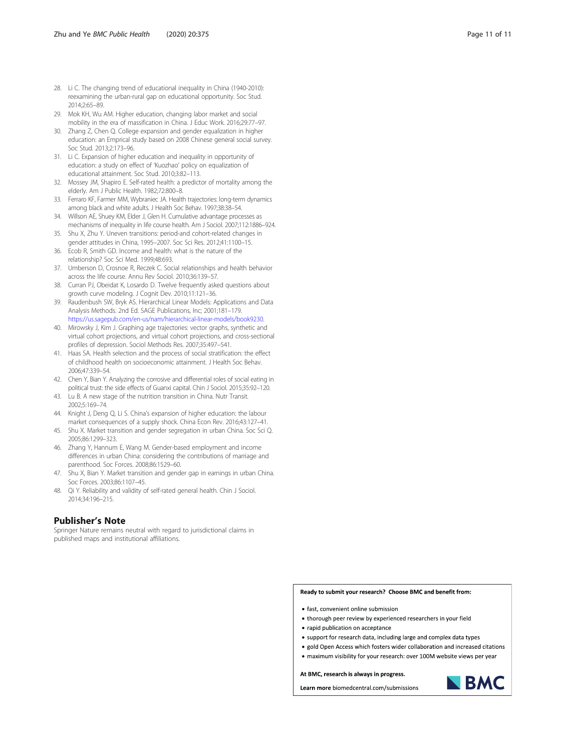28. Li C. The changing trend of educational inequality in China (1940-2010): reexamining the urban-rural gap on educational opportunity. Soc Stud. 2014;2:65–89.
29. Mok KH, Wu AM. Higher education, changing labor market and social mobility in the era of massification in China. J Educ Work. 2016;29:77–97.
30. Zhang Z, Chen Q. College expansion and gender equalization in higher education: an Emprical study based on 2008 Chinese general social survey. Soc Stud. 2013;2:173–96.
31. Li C. Expansion of higher education and inequality in opportunity of education: a study on effect of 'Kuozhao' policy on equalization of educational attainment. Soc Stud. 2010;3:82–113.
32. Mossey JM, Shapiro E. Self-rated health: a predictor of mortality among the elderly. Am J Public Health. 1982;72:800–8.
33. Ferraro KF, Farmer MM, Wybraniec JA. Health trajectories: long-term dynamics among black and white adults. J Health Soc Behav. 1997;38:38–54.
34. Willson AE, Shuey KM, Elder J, Glen H. Cumulative advantage processes as mechanisms of inequality in life course health. Am J Sociol. 2007;112:1886–924.
35. Shu X, Zhu Y. Uneven transitions: period-and cohort-related changes in gender attitudes in China, 1995–2007. Soc Sci Res. 2012;41:1100–15.
36. Ecob R, Smith GD. Income and health: what is the nature of the relationship? Soc Sci Med. 1999;48:693.
37. Umberson D, Crosnoe R, Reczek C. Social relationships and health behavior across the life course. Annu Rev Sociol. 2010;36:139–57.
38. Curran PJ, Obeidat K, Losardo D. Twelve frequently asked questions about growth curve modeling. J Cognit Dev. 2010;11:121–36.
39. Raudenbush SW, Bryk AS. Hierarchical Linear Models: Applications and Data Analysis Methods. 2nd Ed. SAGE Publications, Inc; 2001;181–179. https://us.sagepub.com/en-us/nam/hierarchical-linear-models/book9230.
40. Mirowsky J, Kim J. Graphing age trajectories: vector graphs, synthetic and virtual cohort projections, and virtual cohort projections, and cross-sectional profiles of depression. Sociol Methods Res. 2007;35:497–541.
41. Haas SA. Health selection and the process of social stratification: the effect of childhood health on socioeconomic attainment. J Health Soc Behav. 2006;47:339–54.
42. Chen Y, Bian Y. Analyzing the corrosive and differential roles of social eating in political trust: the side effects of Guanxi capital. Chin J Sociol. 2015;35:92–120.
43. Lu B. A new stage of the nutrition transition in China. Nutr Transit. 2002;5:169–74.
44. Knight J, Deng Q, Li S. China's expansion of higher education: the labour market consequences of a supply shock. China Econ Rev. 2016;43:127–41.
45. Shu X. Market transition and gender segregation in urban China. Soc Sci Q. 2005;86:1299–323.
46. Zhang Y, Hannum E, Wang M. Gender-based employment and income differences in urban China: considering the contributions of marriage and parenthood. Soc Forces. 2008;86:1529–60.
47. Shu X, Bian Y. Market transition and gender gap in earnings in urban China. Soc Forces. 2003;86:1107–45.
48. Qi Y. Reliability and validity of self-rated general health. Chin J Sociol. 2014;34:196–215.

## Publisher's Note

Springer Nature remains neutral with regard to jurisdictional claims in published maps and institutional affiliations.

**Ready to submit your research? Choose BMC and benefit from:**

- fast, convenient online submission
- thorough peer review by experienced researchers in your field
- rapid publication on acceptance
- support for research data, including large and complex data types
- gold Open Access which fosters wider collaboration and increased citations
- maximum visibility for your research: over 100M website views per year

**At BMC, research is always in progress.**

**Learn more** biomedcentral.com/submissions

BMC